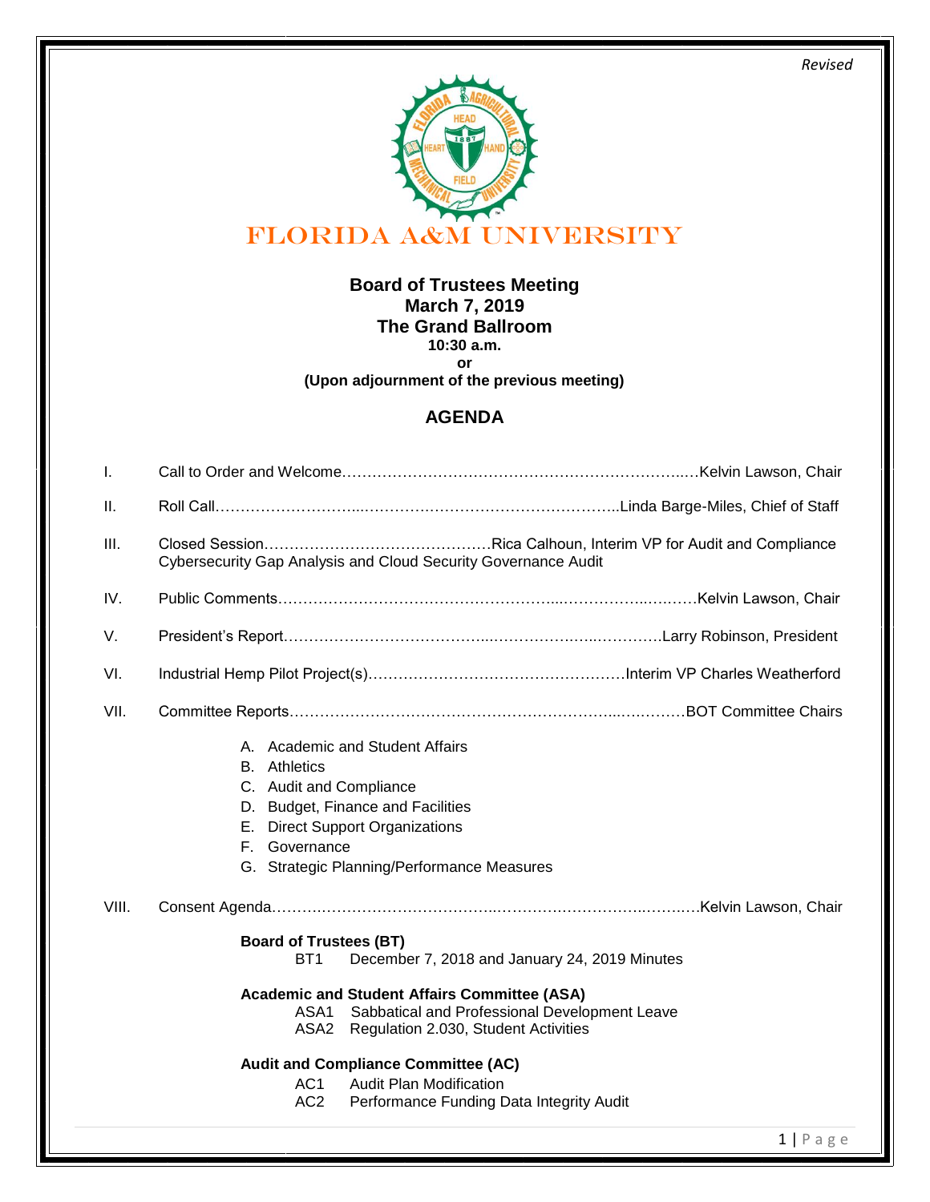*Revised*

# FLORIDA A&M UNIVERSITY

**Board of Trustees Meeting**
**March 7, 2019**
**The Grand Ballroom**
**10:30 a.m.**
**or**
**(Upon adjournment of the previous meeting)**

## AGENDA

I. Call to Order and Welcome……………………………………………………………Kelvin Lawson, Chair

II. Roll Call…………………………………………………………………………Linda Barge-Miles, Chief of Staff

III. Closed Session………………………………………Rica Calhoun, Interim VP for Audit and Compliance
Cybersecurity Gap Analysis and Cloud Security Governance Audit

IV. Public Comments………………………………………………………………………Kelvin Lawson, Chair

V. President's Report………………………………………………………………………Larry Robinson, President

VI. Industrial Hemp Pilot Project(s)……………………………………………Interim VP Charles Weatherford

VII. Committee Reports…………………………………………………………………………BOT Committee Chairs

- A. Academic and Student Affairs
- B. Athletics
- C. Audit and Compliance
- D. Budget, Finance and Facilities
- E. Direct Support Organizations
- F. Governance
- G. Strategic Planning/Performance Measures

VIII. Consent Agenda……………………………………………………………………………Kelvin Lawson, Chair

**Board of Trustees (BT)**
- BT1 December 7, 2018 and January 24, 2019 Minutes

**Academic and Student Affairs Committee (ASA)**
- ASA1 Sabbatical and Professional Development Leave
- ASA2 Regulation 2.030, Student Activities

**Audit and Compliance Committee (AC)**
- AC1 Audit Plan Modification
- AC2 Performance Funding Data Integrity Audit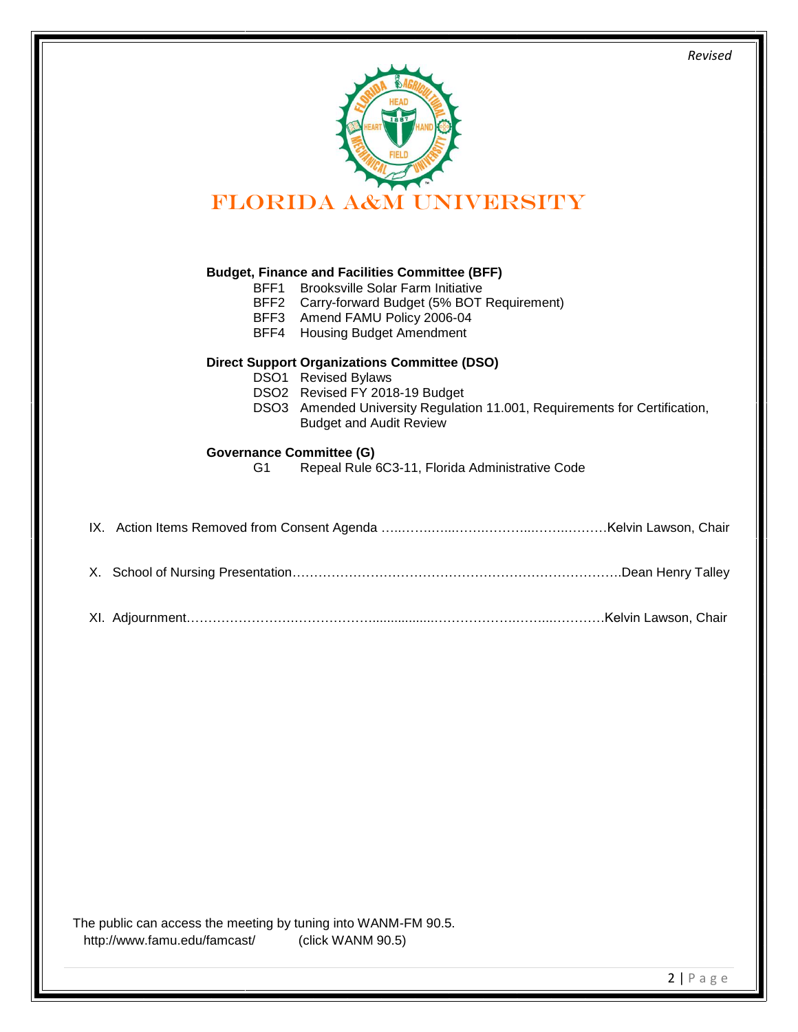*Revised*

FLORIDA A&M UNIVERSITY

**Budget, Finance and Facilities Committee (BFF)**

- BFF1 Brooksville Solar Farm Initiative
- BFF2 Carry-forward Budget (5% BOT Requirement)
- BFF3 Amend FAMU Policy 2006-04
- BFF4 Housing Budget Amendment

**Direct Support Organizations Committee (DSO)**

- DSO1 Revised Bylaws
- DSO2 Revised FY 2018-19 Budget
- DSO3 Amended University Regulation 11.001, Requirements for Certification, Budget and Audit Review

**Governance Committee (G)**

- G1 Repeal Rule 6C3-11, Florida Administrative Code

IX. Action Items Removed from Consent Agenda ………………………………………………Kelvin Lawson, Chair

X. School of Nursing Presentation…………………………………………………………………….Dean Henry Talley

XI. Adjournment……………………………………………………………………………………Kelvin Lawson, Chair

The public can access the meeting by tuning into WANM-FM 90.5.
http://www.famu.edu/famcast/ (click WANM 90.5)